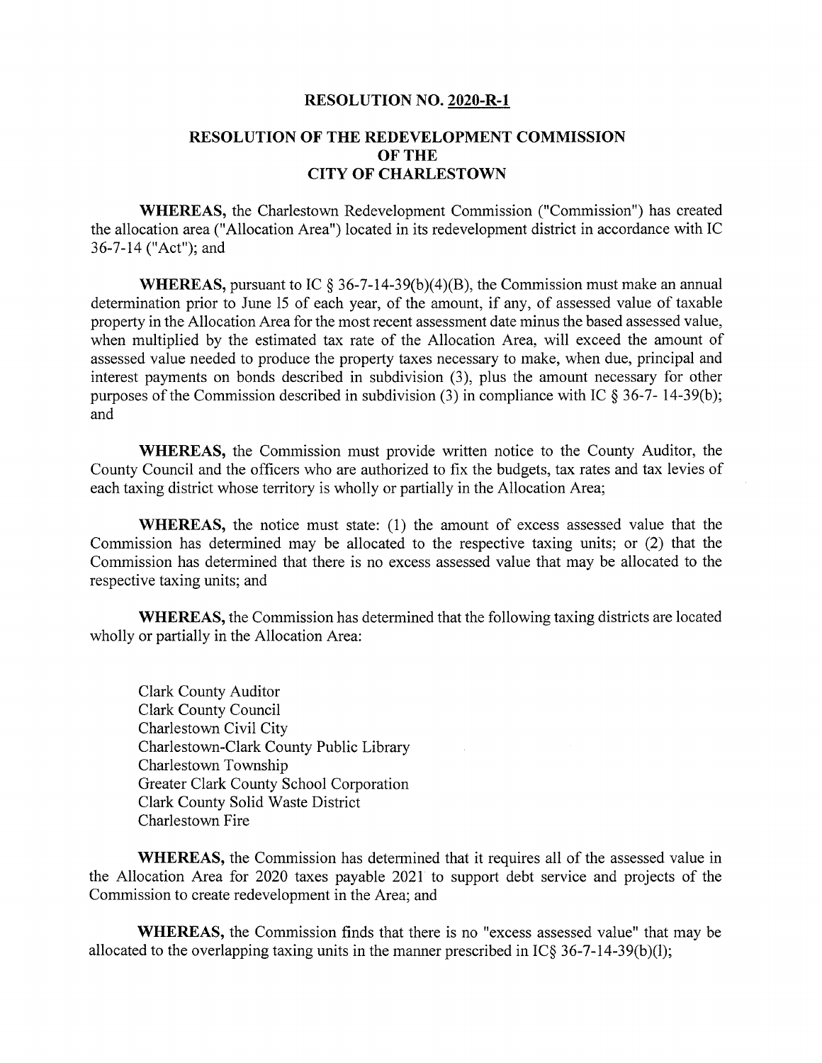**RESOLUTION NO. 2020-R-1**

**RESOLUTION OF THE REDEVELOPMENT COMMISSION OF THE CITY OF CHARLESTOWN**

**WHEREAS,** the Charlestown Redevelopment Commission ("Commission") has created the allocation area ("Allocation Area") located in its redevelopment district in accordance with IC 36-7-14 ("Act"); and

**WHEREAS,** pursuant to IC § 36-7-14-39(b)(4)(B), the Commission must make an annual determination prior to June 15 of each year, of the amount, if any, of assessed value of taxable property in the Allocation Area for the most recent assessment date minus the based assessed value, when multiplied by the estimated tax rate of the Allocation Area, will exceed the amount of assessed value needed to produce the property taxes necessary to make, when due, principal and interest payments on bonds described in subdivision (3), plus the amount necessary for other purposes of the Commission described in subdivision (3) in compliance with IC § 36-7- 14-39(b); and

**WHEREAS,** the Commission must provide written notice to the County Auditor, the County Council and the officers who are authorized to fix the budgets, tax rates and tax levies of each taxing district whose territory is wholly or partially in the Allocation Area;

**WHEREAS,** the notice must state: (1) the amount of excess assessed value that the Commission has determined may be allocated to the respective taxing units; or (2) that the Commission has determined that there is no excess assessed value that may be allocated to the respective taxing units; and

**WHEREAS,** the Commission has determined that the following taxing districts are located wholly or partially in the Allocation Area:

Clark County Auditor
Clark County Council
Charlestown Civil City
Charlestown-Clark County Public Library
Charlestown Township
Greater Clark County School Corporation
Clark County Solid Waste District
Charlestown Fire

**WHEREAS,** the Commission has determined that it requires all of the assessed value in the Allocation Area for 2020 taxes payable 2021 to support debt service and projects of the Commission to create redevelopment in the Area; and

**WHEREAS,** the Commission finds that there is no "excess assessed value" that may be allocated to the overlapping taxing units in the manner prescribed in IC§ 36-7-14-39(b)(l);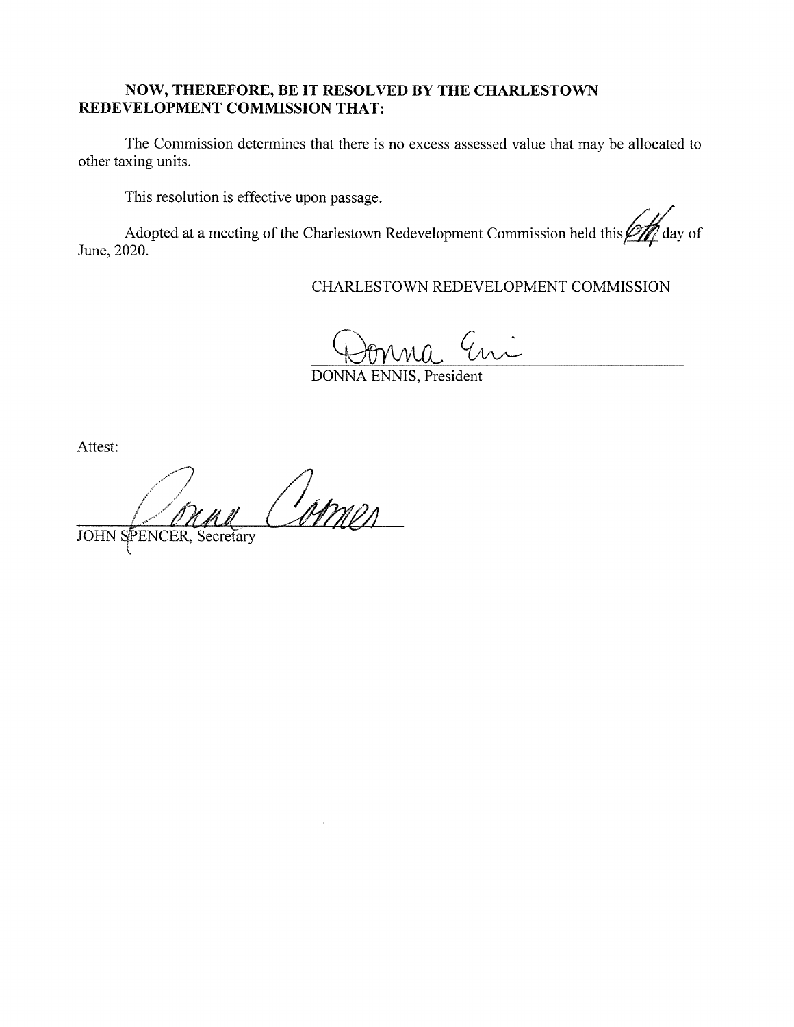**NOW, THEREFORE, BE IT RESOLVED BY THE CHARLESTOWN REDEVELOPMENT COMMISSION THAT:**

The Commission determines that there is no excess assessed value that may be allocated to other taxing units.

This resolution is effective upon passage.

Adopted at a meeting of the Charlestown Redevelopment Commission held this 6th day of June, 2020.

CHARLESTOWN REDEVELOPMENT COMMISSION

Donna Enni

DONNA ENNIS, President

Attest:

Donna Coomer

JOHN SPENCER, Secretary